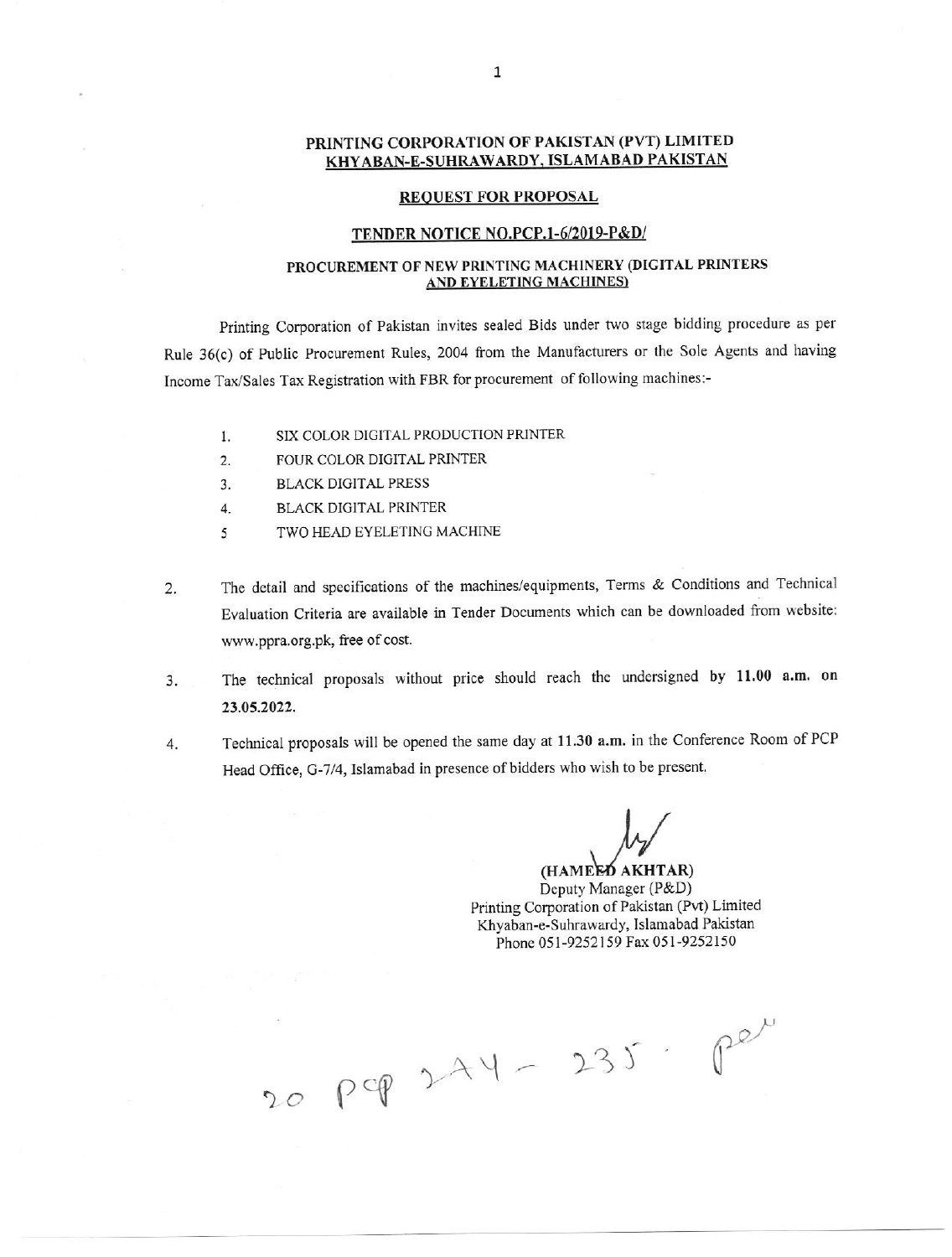**PRINTING CORPORATION OF PAKISTAN (PVT) LIMITED**
**KHYABAN-E-SUHRAWARDY, ISLAMABAD PAKISTAN**

**REQUEST FOR PROPOSAL**

**TENDER NOTICE NO.PCP.1-6/2019-P&D/**

**PROCUREMENT OF NEW PRINTING MACHINERY (DIGITAL PRINTERS AND EYELETING MACHINES)**

Printing Corporation of Pakistan invites sealed Bids under two stage bidding procedure as per Rule 36(c) of Public Procurement Rules, 2004 from the Manufacturers or the Sole Agents and having Income Tax/Sales Tax Registration with FBR for procurement of following machines:-

1. SIX COLOR DIGITAL PRODUCTION PRINTER
2. FOUR COLOR DIGITAL PRINTER
3. BLACK DIGITAL PRESS
4. BLACK DIGITAL PRINTER
5. TWO HEAD EYELETING MACHINE

2. The detail and specifications of the machines/equipments, Terms & Conditions and Technical Evaluation Criteria are available in Tender Documents which can be downloaded from website: www.ppra.org.pk, free of cost.

3. The technical proposals without price should reach the undersigned by **11.00 a.m.** on **23.05.2022.**

4. Technical proposals will be opened the same day at **11.30 a.m.** in the Conference Room of PCP Head Office, G-7/4, Islamabad in presence of bidders who wish to be present.

**(HAMEED AKHTAR)**
Deputy Manager (P&D)
Printing Corporation of Pakistan (Pvt) Limited
Khyaban-e-Suhrawardy, Islamabad Pakistan
Phone 051-9252159 Fax 051-9252150

20 PCP 274 - 235 . Per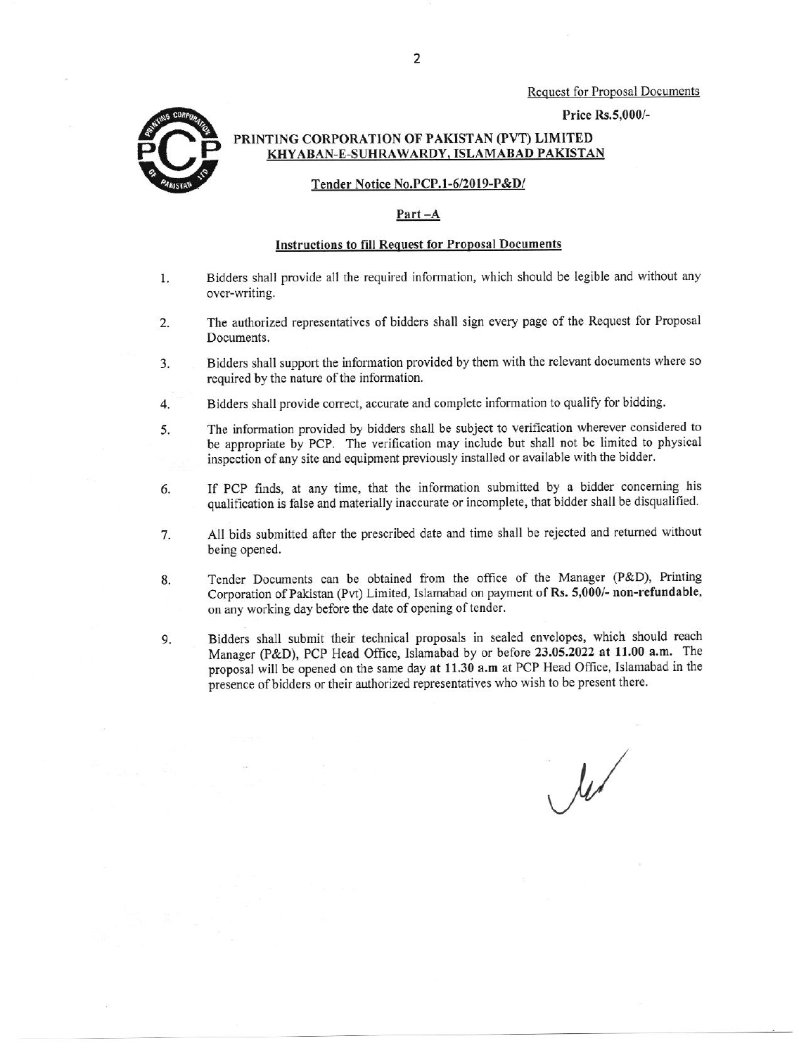Request for Proposal Documents

**Price Rs.5,000/-**

**PRINTING CORPORATION OF PAKISTAN (PVT) LIMITED**
**KHYABAN-E-SUHRAWARDY, ISLAMABAD PAKISTAN**

**Tender Notice No.PCP.1-6/2019-P&D/**

## Part –A

### Instructions to fill Request for Proposal Documents

1. Bidders shall provide all the required information, which should be legible and without any over-writing.

2. The authorized representatives of bidders shall sign every page of the Request for Proposal Documents.

3. Bidders shall support the information provided by them with the relevant documents where so required by the nature of the information.

4. Bidders shall provide correct, accurate and complete information to qualify for bidding.

5. The information provided by bidders shall be subject to verification wherever considered to be appropriate by PCP. The verification may include but shall not be limited to physical inspection of any site and equipment previously installed or available with the bidder.

6. If PCP finds, at any time, that the information submitted by a bidder concerning his qualification is false and materially inaccurate or incomplete, that bidder shall be disqualified.

7. All bids submitted after the prescribed date and time shall be rejected and returned without being opened.

8. Tender Documents can be obtained from the office of the Manager (P&D), Printing Corporation of Pakistan (Pvt) Limited, Islamabad on payment of **Rs. 5,000/- non-refundable**, on any working day before the date of opening of tender.

9. Bidders shall submit their technical proposals in sealed envelopes, which should reach Manager (P&D), PCP Head Office, Islamabad by or before **23.05.2022 at 11.00 a.m.** The proposal will be opened on the same day **at 11.30 a.m** at PCP Head Office, Islamabad in the presence of bidders or their authorized representatives who wish to be present there.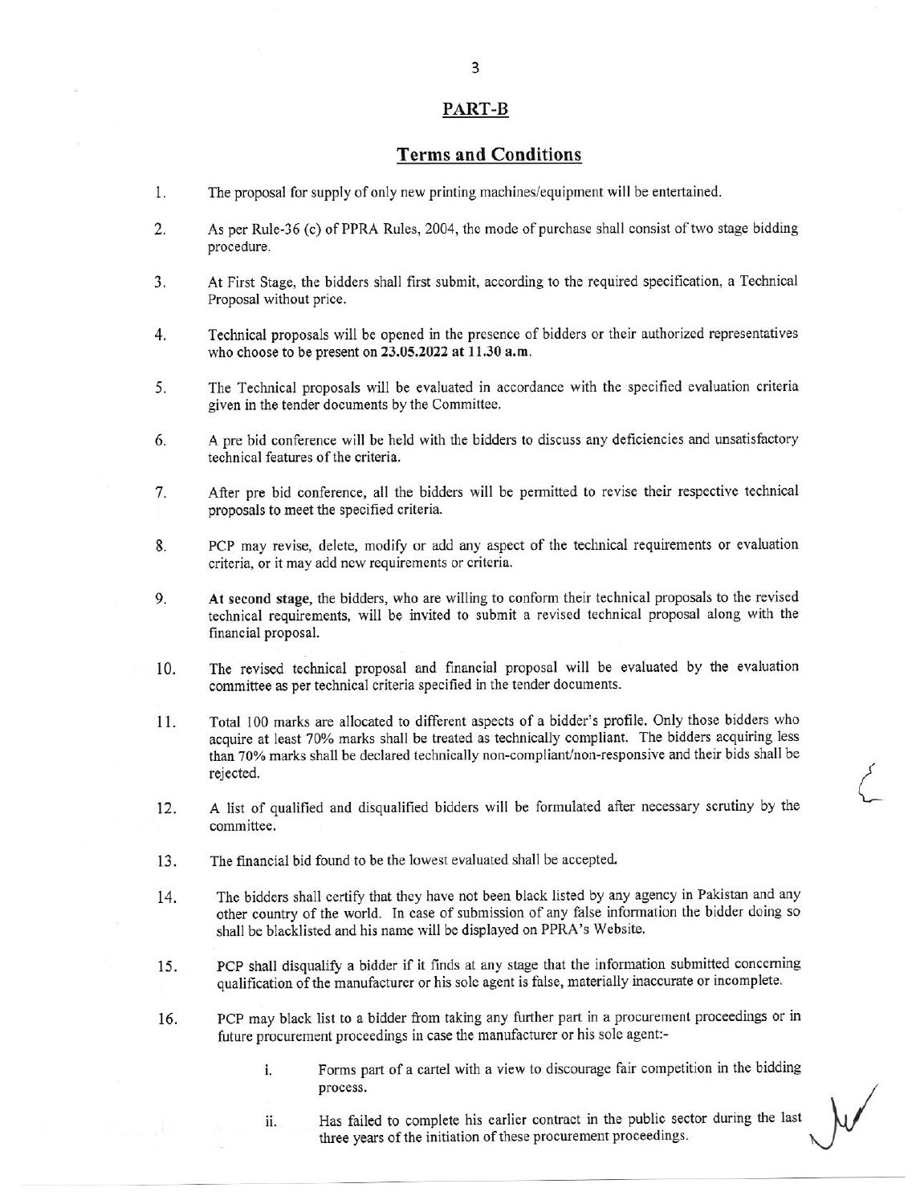## PART-B

## Terms and Conditions

1. The proposal for supply of only new printing machines/equipment will be entertained.

2. As per Rule-36 (c) of PPRA Rules, 2004, the mode of purchase shall consist of two stage bidding procedure.

3. At First Stage, the bidders shall first submit, according to the required specification, a Technical Proposal without price.

4. Technical proposals will be opened in the presence of bidders or their authorized representatives who choose to be present on **23.05.2022 at 11.30 a.m.**

5. The Technical proposals will be evaluated in accordance with the specified evaluation criteria given in the tender documents by the Committee.

6. A pre bid conference will be held with the bidders to discuss any deficiencies and unsatisfactory technical features of the criteria.

7. After pre bid conference, all the bidders will be permitted to revise their respective technical proposals to meet the specified criteria.

8. PCP may revise, delete, modify or add any aspect of the technical requirements or evaluation criteria, or it may add new requirements or criteria.

9. **At second stage**, the bidders, who are willing to conform their technical proposals to the revised technical requirements, will be invited to submit a revised technical proposal along with the financial proposal.

10. The revised technical proposal and financial proposal will be evaluated by the evaluation committee as per technical criteria specified in the tender documents.

11. Total 100 marks are allocated to different aspects of a bidder's profile. Only those bidders who acquire at least 70% marks shall be treated as technically compliant. The bidders acquiring less than 70% marks shall be declared technically non-compliant/non-responsive and their bids shall be rejected.

12. A list of qualified and disqualified bidders will be formulated after necessary scrutiny by the committee.

13. The financial bid found to be the lowest evaluated shall be accepted.

14. The bidders shall certify that they have not been black listed by any agency in Pakistan and any other country of the world. In case of submission of any false information the bidder doing so shall be blacklisted and his name will be displayed on PPRA's Website.

15. PCP shall disqualify a bidder if it finds at any stage that the information submitted concerning qualification of the manufacturer or his sole agent is false, materially inaccurate or incomplete.

16. PCP may black list to a bidder from taking any further part in a procurement proceedings or in future procurement proceedings in case the manufacturer or his sole agent:-

    i. Forms part of a cartel with a view to discourage fair competition in the bidding process.

    ii. Has failed to complete his earlier contract in the public sector during the last three years of the initiation of these procurement proceedings.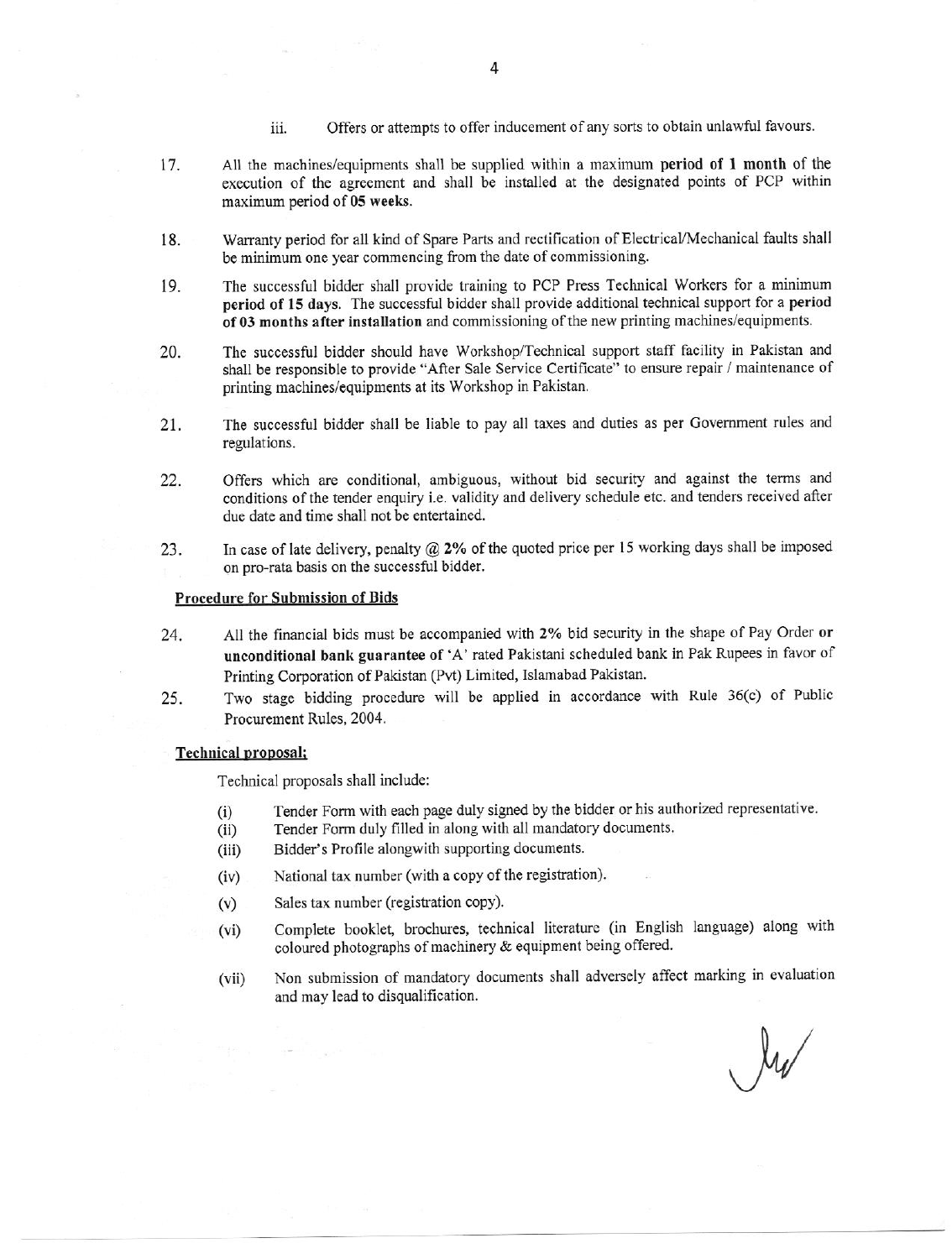iii. Offers or attempts to offer inducement of any sorts to obtain unlawful favours.

17. All the machines/equipments shall be supplied within a maximum **period of 1 month** of the execution of the agreement and shall be installed at the designated points of PCP within maximum period of **05 weeks**.

18. Warranty period for all kind of Spare Parts and rectification of Electrical/Mechanical faults shall be minimum one year commencing from the date of commissioning.

19. The successful bidder shall provide training to PCP Press Technical Workers for a minimum **period of 15 days**. The successful bidder shall provide additional technical support for a **period of 03 months after installation** and commissioning of the new printing machines/equipments.

20. The successful bidder should have Workshop/Technical support staff facility in Pakistan and shall be responsible to provide "After Sale Service Certificate" to ensure repair / maintenance of printing machines/equipments at its Workshop in Pakistan.

21. The successful bidder shall be liable to pay all taxes and duties as per Government rules and regulations.

22. Offers which are conditional, ambiguous, without bid security and against the terms and conditions of the tender enquiry i.e. validity and delivery schedule etc. and tenders received after due date and time shall not be entertained.

23. In case of late delivery, penalty @ **2%** of the quoted price per 15 working days shall be imposed on pro-rata basis on the successful bidder.

**Procedure for Submission of Bids**

24. All the financial bids must be accompanied with **2%** bid security in the shape of Pay Order **or unconditional bank guarantee** of 'A' rated Pakistani scheduled bank in Pak Rupees in favor of Printing Corporation of Pakistan (Pvt) Limited, Islamabad Pakistan.

25. Two stage bidding procedure will be applied in accordance with Rule 36(c) of Public Procurement Rules, 2004.

**Technical proposal:**

Technical proposals shall include:

(i) Tender Form with each page duly signed by the bidder or his authorized representative.
(ii) Tender Form duly filled in along with all mandatory documents.
(iii) Bidder's Profile alongwith supporting documents.
(iv) National tax number (with a copy of the registration).
(v) Sales tax number (registration copy).
(vi) Complete booklet, brochures, technical literature (in English language) along with coloured photographs of machinery & equipment being offered.
(vii) Non submission of mandatory documents shall adversely affect marking in evaluation and may lead to disqualification.